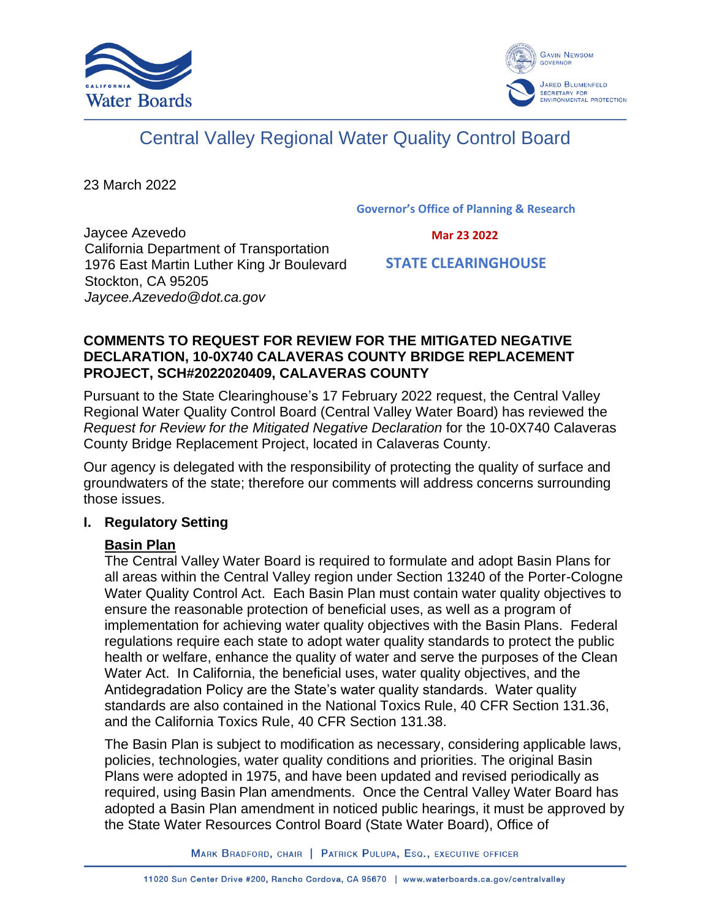Central Valley Regional Water Quality Control Board

23 March 2022

**Governor's Office of Planning & Research**

**Mar 23 2022**

**STATE CLEARINGHOUSE**

Jaycee Azevedo
California Department of Transportation
1976 East Martin Luther King Jr Boulevard
Stockton, CA 95205
*Jaycee.Azevedo@dot.ca.gov*

**COMMENTS TO REQUEST FOR REVIEW FOR THE MITIGATED NEGATIVE DECLARATION, 10-0X740 CALAVERAS COUNTY BRIDGE REPLACEMENT PROJECT, SCH#2022020409, CALAVERAS COUNTY**

Pursuant to the State Clearinghouse's 17 February 2022 request, the Central Valley Regional Water Quality Control Board (Central Valley Water Board) has reviewed the *Request for Review for the Mitigated Negative Declaration* for the 10-0X740 Calaveras County Bridge Replacement Project, located in Calaveras County.

Our agency is delegated with the responsibility of protecting the quality of surface and groundwaters of the state; therefore our comments will address concerns surrounding those issues.

## I. Regulatory Setting

**Basin Plan**

The Central Valley Water Board is required to formulate and adopt Basin Plans for all areas within the Central Valley region under Section 13240 of the Porter-Cologne Water Quality Control Act. Each Basin Plan must contain water quality objectives to ensure the reasonable protection of beneficial uses, as well as a program of implementation for achieving water quality objectives with the Basin Plans. Federal regulations require each state to adopt water quality standards to protect the public health or welfare, enhance the quality of water and serve the purposes of the Clean Water Act. In California, the beneficial uses, water quality objectives, and the Antidegradation Policy are the State's water quality standards. Water quality standards are also contained in the National Toxics Rule, 40 CFR Section 131.36, and the California Toxics Rule, 40 CFR Section 131.38.

The Basin Plan is subject to modification as necessary, considering applicable laws, policies, technologies, water quality conditions and priorities. The original Basin Plans were adopted in 1975, and have been updated and revised periodically as required, using Basin Plan amendments. Once the Central Valley Water Board has adopted a Basin Plan amendment in noticed public hearings, it must be approved by the State Water Resources Control Board (State Water Board), Office of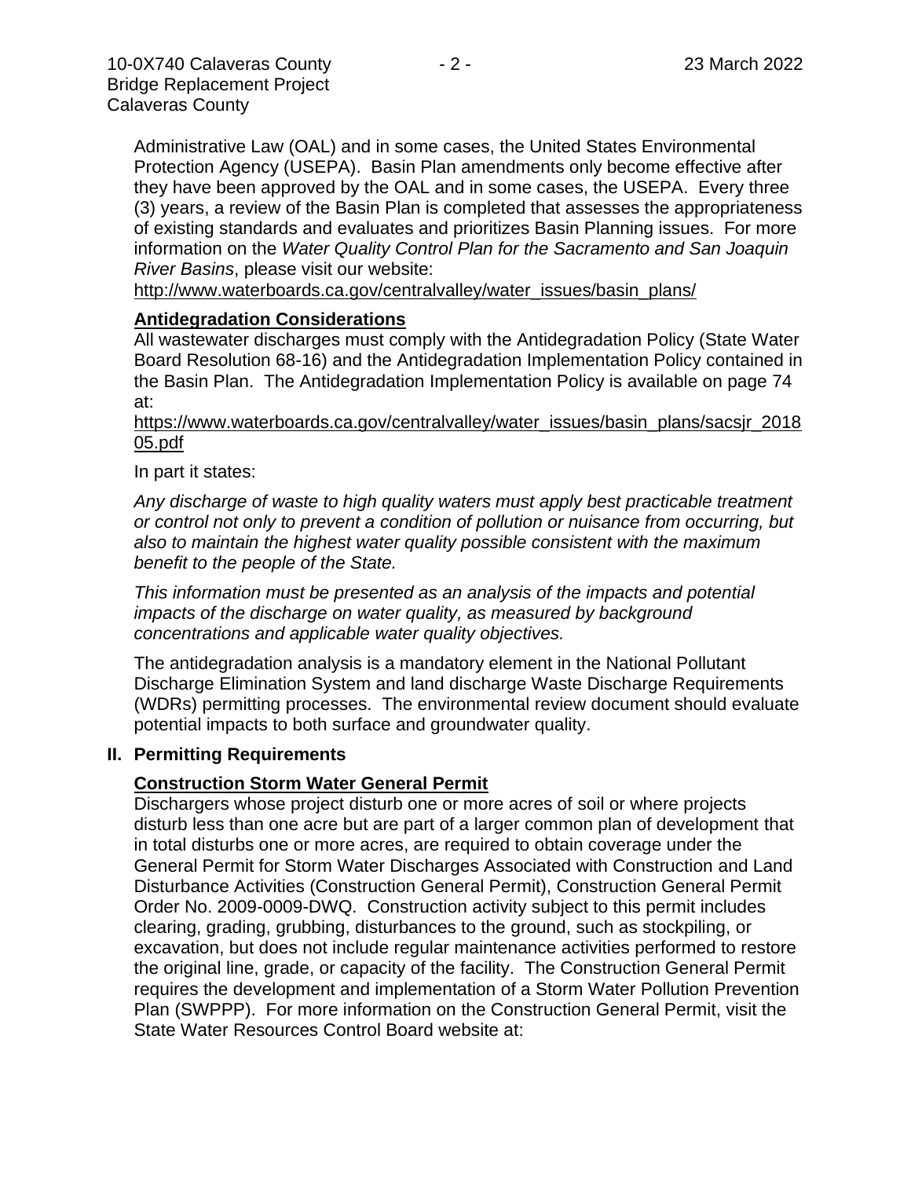Administrative Law (OAL) and in some cases, the United States Environmental Protection Agency (USEPA). Basin Plan amendments only become effective after they have been approved by the OAL and in some cases, the USEPA. Every three (3) years, a review of the Basin Plan is completed that assesses the appropriateness of existing standards and evaluates and prioritizes Basin Planning issues. For more information on the *Water Quality Control Plan for the Sacramento and San Joaquin River Basins*, please visit our website:

http://www.waterboards.ca.gov/centralvalley/water_issues/basin_plans/

**Antidegradation Considerations**

All wastewater discharges must comply with the Antidegradation Policy (State Water Board Resolution 68-16) and the Antidegradation Implementation Policy contained in the Basin Plan. The Antidegradation Implementation Policy is available on page 74 at:

https://www.waterboards.ca.gov/centralvalley/water_issues/basin_plans/sacsjr_201805.pdf

In part it states:

*Any discharge of waste to high quality waters must apply best practicable treatment or control not only to prevent a condition of pollution or nuisance from occurring, but also to maintain the highest water quality possible consistent with the maximum benefit to the people of the State.*

*This information must be presented as an analysis of the impacts and potential impacts of the discharge on water quality, as measured by background concentrations and applicable water quality objectives.*

The antidegradation analysis is a mandatory element in the National Pollutant Discharge Elimination System and land discharge Waste Discharge Requirements (WDRs) permitting processes. The environmental review document should evaluate potential impacts to both surface and groundwater quality.

## II. Permitting Requirements

**Construction Storm Water General Permit**

Dischargers whose project disturb one or more acres of soil or where projects disturb less than one acre but are part of a larger common plan of development that in total disturbs one or more acres, are required to obtain coverage under the General Permit for Storm Water Discharges Associated with Construction and Land Disturbance Activities (Construction General Permit), Construction General Permit Order No. 2009-0009-DWQ. Construction activity subject to this permit includes clearing, grading, grubbing, disturbances to the ground, such as stockpiling, or excavation, but does not include regular maintenance activities performed to restore the original line, grade, or capacity of the facility. The Construction General Permit requires the development and implementation of a Storm Water Pollution Prevention Plan (SWPPP). For more information on the Construction General Permit, visit the State Water Resources Control Board website at: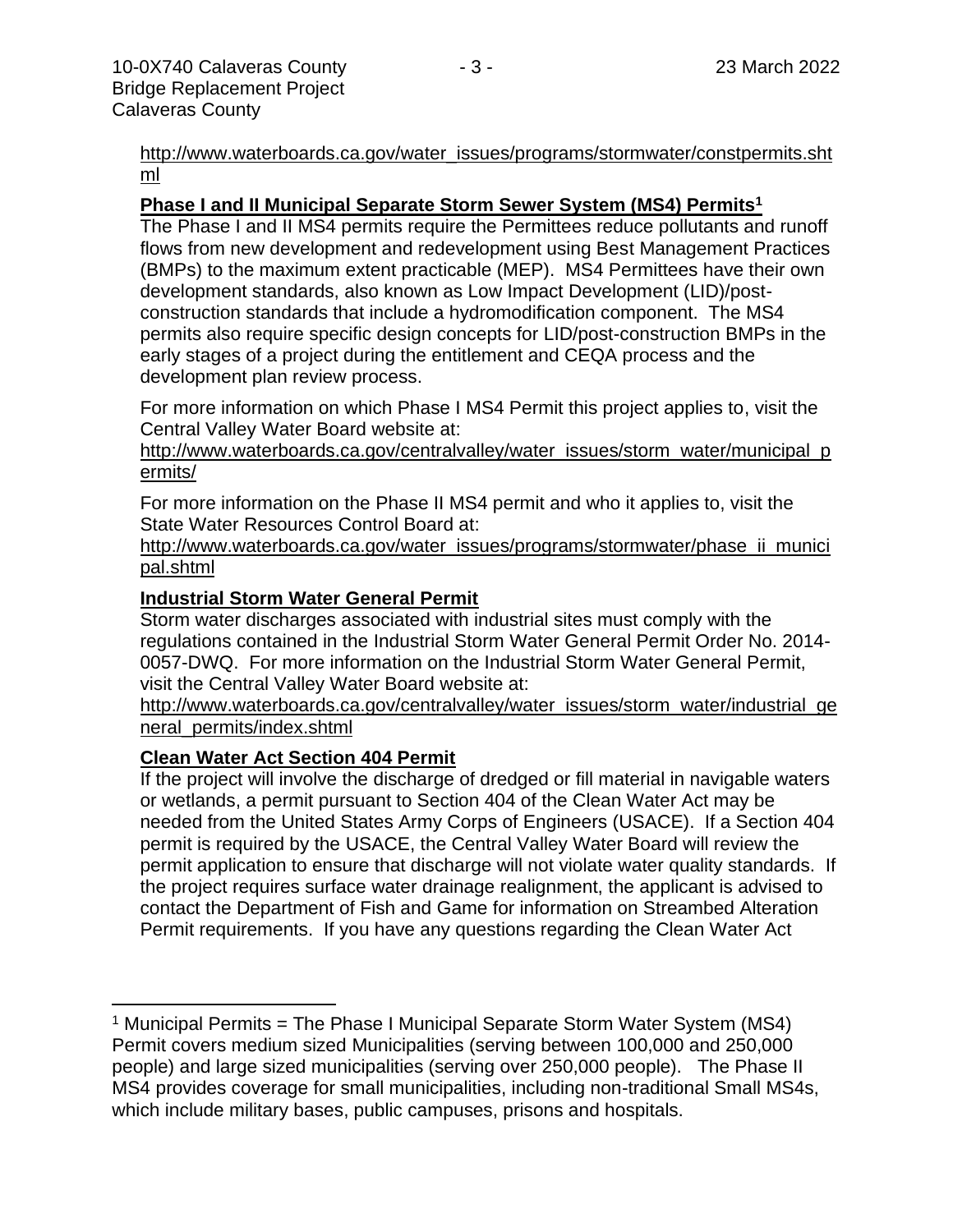http://www.waterboards.ca.gov/water_issues/programs/stormwater/constpermits.shtml

**Phase I and II Municipal Separate Storm Sewer System (MS4) Permits[1]**

The Phase I and II MS4 permits require the Permittees reduce pollutants and runoff flows from new development and redevelopment using Best Management Practices (BMPs) to the maximum extent practicable (MEP). MS4 Permittees have their own development standards, also known as Low Impact Development (LID)/post-construction standards that include a hydromodification component. The MS4 permits also require specific design concepts for LID/post-construction BMPs in the early stages of a project during the entitlement and CEQA process and the development plan review process.

For more information on which Phase I MS4 Permit this project applies to, visit the Central Valley Water Board website at:
http://www.waterboards.ca.gov/centralvalley/water_issues/storm_water/municipal_permits/

For more information on the Phase II MS4 permit and who it applies to, visit the State Water Resources Control Board at:
http://www.waterboards.ca.gov/water_issues/programs/stormwater/phase_ii_municipal.shtml

**Industrial Storm Water General Permit**

Storm water discharges associated with industrial sites must comply with the regulations contained in the Industrial Storm Water General Permit Order No. 2014-0057-DWQ. For more information on the Industrial Storm Water General Permit, visit the Central Valley Water Board website at:
http://www.waterboards.ca.gov/centralvalley/water_issues/storm_water/industrial_general_permits/index.shtml

**Clean Water Act Section 404 Permit**

If the project will involve the discharge of dredged or fill material in navigable waters or wetlands, a permit pursuant to Section 404 of the Clean Water Act may be needed from the United States Army Corps of Engineers (USACE). If a Section 404 permit is required by the USACE, the Central Valley Water Board will review the permit application to ensure that discharge will not violate water quality standards. If the project requires surface water drainage realignment, the applicant is advised to contact the Department of Fish and Game for information on Streambed Alteration Permit requirements. If you have any questions regarding the Clean Water Act

[1] Municipal Permits = The Phase I Municipal Separate Storm Water System (MS4) Permit covers medium sized Municipalities (serving between 100,000 and 250,000 people) and large sized municipalities (serving over 250,000 people). The Phase II MS4 provides coverage for small municipalities, including non-traditional Small MS4s, which include military bases, public campuses, prisons and hospitals.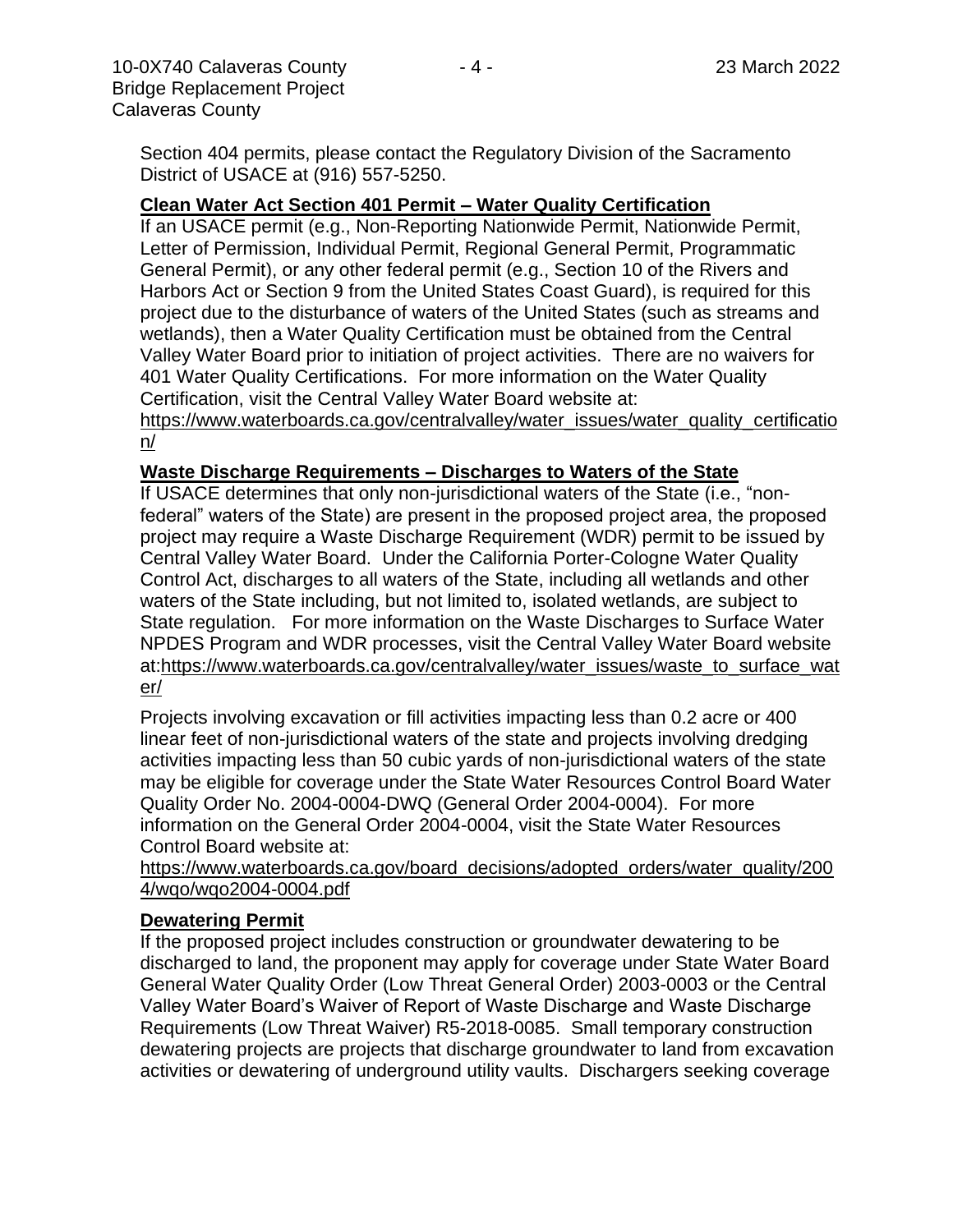Section 404 permits, please contact the Regulatory Division of the Sacramento District of USACE at (916) 557-5250.

## Clean Water Act Section 401 Permit – Water Quality Certification

If an USACE permit (e.g., Non-Reporting Nationwide Permit, Nationwide Permit, Letter of Permission, Individual Permit, Regional General Permit, Programmatic General Permit), or any other federal permit (e.g., Section 10 of the Rivers and Harbors Act or Section 9 from the United States Coast Guard), is required for this project due to the disturbance of waters of the United States (such as streams and wetlands), then a Water Quality Certification must be obtained from the Central Valley Water Board prior to initiation of project activities. There are no waivers for 401 Water Quality Certifications. For more information on the Water Quality Certification, visit the Central Valley Water Board website at: https://www.waterboards.ca.gov/centralvalley/water_issues/water_quality_certification/

## Waste Discharge Requirements – Discharges to Waters of the State

If USACE determines that only non-jurisdictional waters of the State (i.e., "non-federal" waters of the State) are present in the proposed project area, the proposed project may require a Waste Discharge Requirement (WDR) permit to be issued by Central Valley Water Board. Under the California Porter-Cologne Water Quality Control Act, discharges to all waters of the State, including all wetlands and other waters of the State including, but not limited to, isolated wetlands, are subject to State regulation. For more information on the Waste Discharges to Surface Water NPDES Program and WDR processes, visit the Central Valley Water Board website at:https://www.waterboards.ca.gov/centralvalley/water_issues/waste_to_surface_water/

Projects involving excavation or fill activities impacting less than 0.2 acre or 400 linear feet of non-jurisdictional waters of the state and projects involving dredging activities impacting less than 50 cubic yards of non-jurisdictional waters of the state may be eligible for coverage under the State Water Resources Control Board Water Quality Order No. 2004-0004-DWQ (General Order 2004-0004). For more information on the General Order 2004-0004, visit the State Water Resources Control Board website at: https://www.waterboards.ca.gov/board_decisions/adopted_orders/water_quality/2004/wqo/wqo2004-0004.pdf

## Dewatering Permit

If the proposed project includes construction or groundwater dewatering to be discharged to land, the proponent may apply for coverage under State Water Board General Water Quality Order (Low Threat General Order) 2003-0003 or the Central Valley Water Board's Waiver of Report of Waste Discharge and Waste Discharge Requirements (Low Threat Waiver) R5-2018-0085. Small temporary construction dewatering projects are projects that discharge groundwater to land from excavation activities or dewatering of underground utility vaults. Dischargers seeking coverage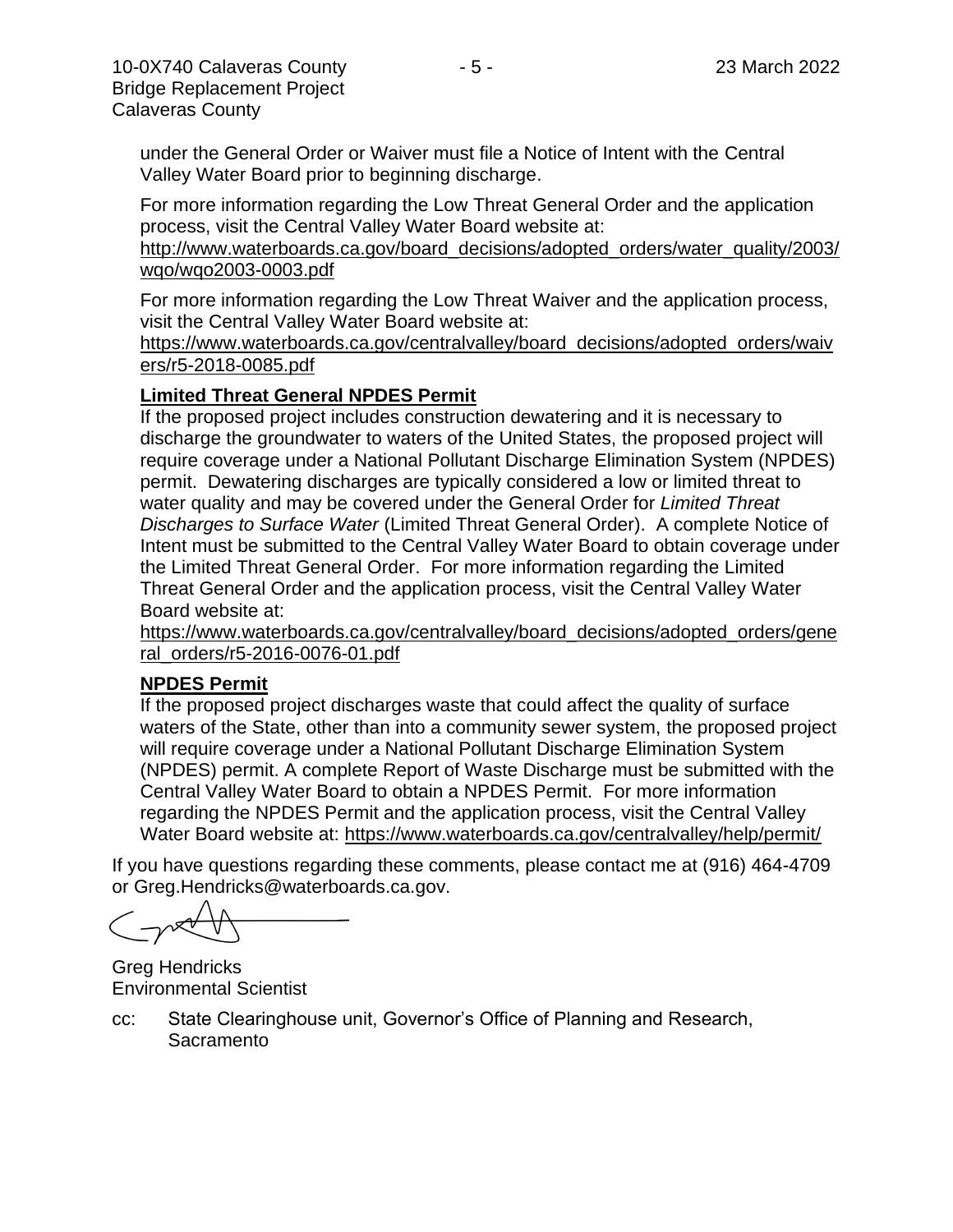under the General Order or Waiver must file a Notice of Intent with the Central Valley Water Board prior to beginning discharge.

For more information regarding the Low Threat General Order and the application process, visit the Central Valley Water Board website at: http://www.waterboards.ca.gov/board_decisions/adopted_orders/water_quality/2003/wqo/wqo2003-0003.pdf

For more information regarding the Low Threat Waiver and the application process, visit the Central Valley Water Board website at: https://www.waterboards.ca.gov/centralvalley/board_decisions/adopted_orders/waivers/r5-2018-0085.pdf

**Limited Threat General NPDES Permit**

If the proposed project includes construction dewatering and it is necessary to discharge the groundwater to waters of the United States, the proposed project will require coverage under a National Pollutant Discharge Elimination System (NPDES) permit. Dewatering discharges are typically considered a low or limited threat to water quality and may be covered under the General Order for *Limited Threat Discharges to Surface Water* (Limited Threat General Order). A complete Notice of Intent must be submitted to the Central Valley Water Board to obtain coverage under the Limited Threat General Order. For more information regarding the Limited Threat General Order and the application process, visit the Central Valley Water Board website at: https://www.waterboards.ca.gov/centralvalley/board_decisions/adopted_orders/general_orders/r5-2016-0076-01.pdf

**NPDES Permit**

If the proposed project discharges waste that could affect the quality of surface waters of the State, other than into a community sewer system, the proposed project will require coverage under a National Pollutant Discharge Elimination System (NPDES) permit. A complete Report of Waste Discharge must be submitted with the Central Valley Water Board to obtain a NPDES Permit. For more information regarding the NPDES Permit and the application process, visit the Central Valley Water Board website at: https://www.waterboards.ca.gov/centralvalley/help/permit/

If you have questions regarding these comments, please contact me at (916) 464-4709 or Greg.Hendricks@waterboards.ca.gov.

Greg Hendricks
Environmental Scientist

cc: State Clearinghouse unit, Governor's Office of Planning and Research, Sacramento